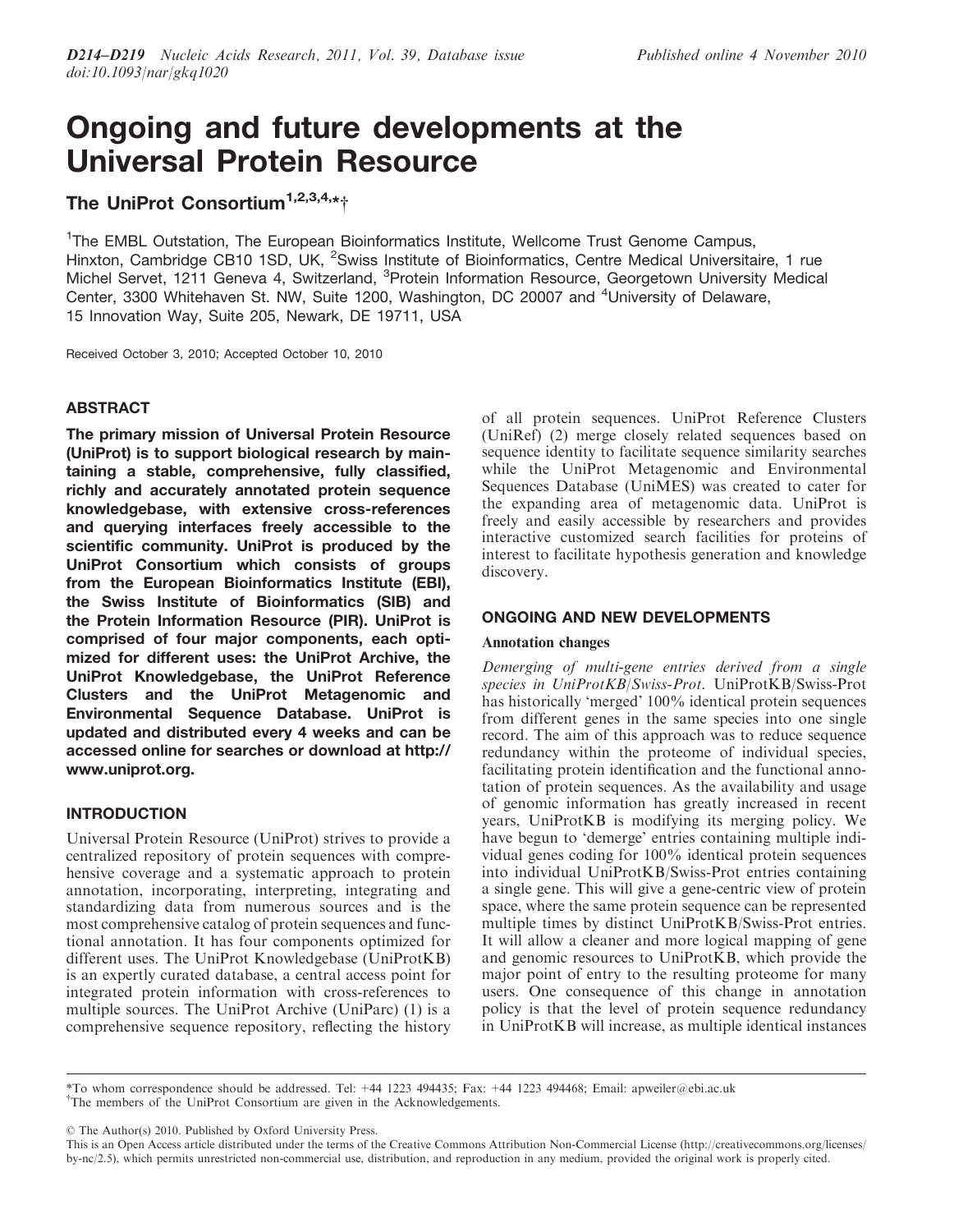# Ongoing and future developments at the Universal Protein Resource

**The UniProt Consortium**[1,2,3,4,*,†]

[1]The EMBL Outstation, The European Bioinformatics Institute, Wellcome Trust Genome Campus, Hinxton, Cambridge CB10 1SD, UK, [2]Swiss Institute of Bioinformatics, Centre Medical Universitaire, 1 rue Michel Servet, 1211 Geneva 4, Switzerland, [3]Protein Information Resource, Georgetown University Medical Center, 3300 Whitehaven St. NW, Suite 1200, Washington, DC 20007 and [4]University of Delaware, 15 Innovation Way, Suite 205, Newark, DE 19711, USA

Received October 3, 2010; Accepted October 10, 2010

## ABSTRACT

**The primary mission of Universal Protein Resource (UniProt) is to support biological research by maintaining a stable, comprehensive, fully classified, richly and accurately annotated protein sequence knowledgebase, with extensive cross-references and querying interfaces freely accessible to the scientific community. UniProt is produced by the UniProt Consortium which consists of groups from the European Bioinformatics Institute (EBI), the Swiss Institute of Bioinformatics (SIB) and the Protein Information Resource (PIR). UniProt is comprised of four major components, each optimized for different uses: the UniProt Archive, the UniProt Knowledgebase, the UniProt Reference Clusters and the UniProt Metagenomic and Environmental Sequence Database. UniProt is updated and distributed every 4 weeks and can be accessed online for searches or download at http://www.uniprot.org.**

## INTRODUCTION

Universal Protein Resource (UniProt) strives to provide a centralized repository of protein sequences with comprehensive coverage and a systematic approach to protein annotation, incorporating, interpreting, integrating and standardizing data from numerous sources and is the most comprehensive catalog of protein sequences and functional annotation. It has four components optimized for different uses. The UniProt Knowledgebase (UniProtKB) is an expertly curated database, a central access point for integrated protein information with cross-references to multiple sources. The UniProt Archive (UniParc) (1) is a comprehensive sequence repository, reflecting the history of all protein sequences. UniProt Reference Clusters (UniRef) (2) merge closely related sequences based on sequence identity to facilitate sequence similarity searches while the UniProt Metagenomic and Environmental Sequences Database (UniMES) was created to cater for the expanding area of metagenomic data. UniProt is freely and easily accessible by researchers and provides interactive customized search facilities for proteins of interest to facilitate hypothesis generation and knowledge discovery.

## ONGOING AND NEW DEVELOPMENTS

### Annotation changes

*Demerging of multi-gene entries derived from a single species in UniProtKB/Swiss-Prot*. UniProtKB/Swiss-Prot has historically 'merged' 100% identical protein sequences from different genes in the same species into one single record. The aim of this approach was to reduce sequence redundancy within the proteome of individual species, facilitating protein identification and the functional annotation of protein sequences. As the availability and usage of genomic information has greatly increased in recent years, UniProtKB is modifying its merging policy. We have begun to 'demerge' entries containing multiple individual genes coding for 100% identical protein sequences into individual UniProtKB/Swiss-Prot entries containing a single gene. This will give a gene-centric view of protein space, where the same protein sequence can be represented multiple times by distinct UniProtKB/Swiss-Prot entries. It will allow a cleaner and more logical mapping of gene and genomic resources to UniProtKB, which provide the major point of entry to the resulting proteome for many users. One consequence of this change in annotation policy is that the level of protein sequence redundancy in UniProtKB will increase, as multiple identical instances

*To whom correspondence should be addressed. Tel: +44 1223 494435; Fax: +44 1223 494468; Email: apweiler@ebi.ac.uk
†The members of the UniProt Consortium are given in the Acknowledgements.

© The Author(s) 2010. Published by Oxford University Press.
This is an Open Access article distributed under the terms of the Creative Commons Attribution Non-Commercial License (http://creativecommons.org/licenses/by-nc/2.5), which permits unrestricted non-commercial use, distribution, and reproduction in any medium, provided the original work is properly cited.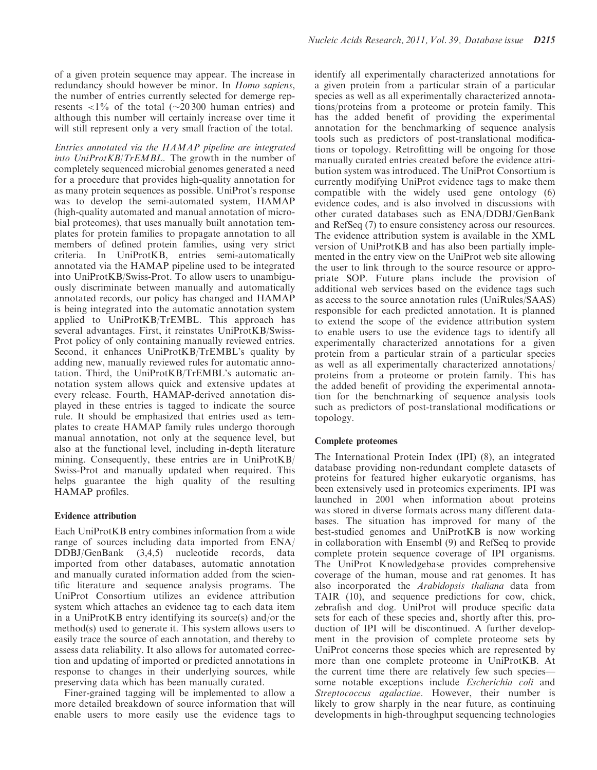of a given protein sequence may appear. The increase in redundancy should however be minor. In *Homo sapiens*, the number of entries currently selected for demerge represents <1% of the total (~20 300 human entries) and although this number will certainly increase over time it will still represent only a very small fraction of the total.

*Entries annotated via the HAMAP pipeline are integrated into UniProtKB/TrEMBL.* The growth in the number of completely sequenced microbial genomes generated a need for a procedure that provides high-quality annotation for as many protein sequences as possible. UniProt's response was to develop the semi-automated system, HAMAP (high-quality automated and manual annotation of microbial proteomes), that uses manually built annotation templates for protein families to propagate annotation to all members of defined protein families, using very strict criteria. In UniProtKB, entries semi-automatically annotated via the HAMAP pipeline used to be integrated into UniProtKB/Swiss-Prot. To allow users to unambiguously discriminate between manually and automatically annotated records, our policy has changed and HAMAP is being integrated into the automatic annotation system applied to UniProtKB/TrEMBL. This approach has several advantages. First, it reinstates UniProtKB/Swiss-Prot policy of only containing manually reviewed entries. Second, it enhances UniProtKB/TrEMBL's quality by adding new, manually reviewed rules for automatic annotation. Third, the UniProtKB/TrEMBL's automatic annotation system allows quick and extensive updates at every release. Fourth, HAMAP-derived annotation displayed in these entries is tagged to indicate the source rule. It should be emphasized that entries used as templates to create HAMAP family rules undergo thorough manual annotation, not only at the sequence level, but also at the functional level, including in-depth literature mining. Consequently, these entries are in UniProtKB/Swiss-Prot and manually updated when required. This helps guarantee the high quality of the resulting HAMAP profiles.

### Evidence attribution

Each UniProtKB entry combines information from a wide range of sources including data imported from ENA/DDBJ/GenBank (3,4,5) nucleotide records, data imported from other databases, automatic annotation and manually curated information added from the scientific literature and sequence analysis programs. The UniProt Consortium utilizes an evidence attribution system which attaches an evidence tag to each data item in a UniProtKB entry identifying its source(s) and/or the method(s) used to generate it. This system allows users to easily trace the source of each annotation, and thereby to assess data reliability. It also allows for automated correction and updating of imported or predicted annotations in response to changes in their underlying sources, while preserving data which has been manually curated.

Finer-grained tagging will be implemented to allow a more detailed breakdown of source information that will enable users to more easily use the evidence tags to identify all experimentally characterized annotations for a given protein from a particular strain of a particular species as well as all experimentally characterized annotations/proteins from a proteome or protein family. This has the added benefit of providing the experimental annotation for the benchmarking of sequence analysis tools such as predictors of post-translational modifications or topology. Retrofitting will be ongoing for those manually curated entries created before the evidence attribution system was introduced. The UniProt Consortium is currently modifying UniProt evidence tags to make them compatible with the widely used gene ontology (6) evidence codes, and is also involved in discussions with other curated databases such as ENA/DDBJ/GenBank and RefSeq (7) to ensure consistency across our resources. The evidence attribution system is available in the XML version of UniProtKB and has also been partially implemented in the entry view on the UniProt web site allowing the user to link through to the source resource or appropriate SOP. Future plans include the provision of additional web services based on the evidence tags such as access to the source annotation rules (UniRules/SAAS) responsible for each predicted annotation. It is planned to extend the scope of the evidence attribution system to enable users to use the evidence tags to identify all experimentally characterized annotations for a given protein from a particular strain of a particular species as well as all experimentally characterized annotations/proteins from a proteome or protein family. This has the added benefit of providing the experimental annotation for the benchmarking of sequence analysis tools such as predictors of post-translational modifications or topology.

### Complete proteomes

The International Protein Index (IPI) (8), an integrated database providing non-redundant complete datasets of proteins for featured higher eukaryotic organisms, has been extensively used in proteomics experiments. IPI was launched in 2001 when information about proteins was stored in diverse formats across many different databases. The situation has improved for many of the best-studied genomes and UniProtKB is now working in collaboration with Ensembl (9) and RefSeq to provide complete protein sequence coverage of IPI organisms. The UniProt Knowledgebase provides comprehensive coverage of the human, mouse and rat genomes. It has also incorporated the *Arabidopsis thaliana* data from TAIR (10), and sequence predictions for cow, chick, zebrafish and dog. UniProt will produce specific data sets for each of these species and, shortly after this, production of IPI will be discontinued. A further development in the provision of complete proteome sets by UniProt concerns those species which are represented by more than one complete proteome in UniProtKB. At the current time there are relatively few such species—some notable exceptions include *Escherichia coli* and *Streptococcus agalactiae*. However, their number is likely to grow sharply in the near future, as continuing developments in high-throughput sequencing technologies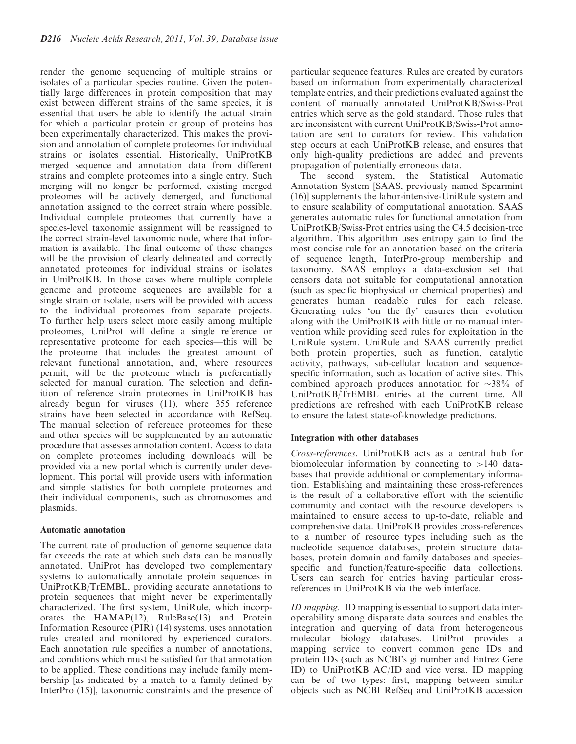render the genome sequencing of multiple strains or isolates of a particular species routine. Given the potentially large differences in protein composition that may exist between different strains of the same species, it is essential that users be able to identify the actual strain for which a particular protein or group of proteins has been experimentally characterized. This makes the provision and annotation of complete proteomes for individual strains or isolates essential. Historically, UniProtKB merged sequence and annotation data from different strains and complete proteomes into a single entry. Such merging will no longer be performed, existing merged proteomes will be actively demerged, and functional annotation assigned to the correct strain where possible. Individual complete proteomes that currently have a species-level taxonomic assignment will be reassigned to the correct strain-level taxonomic node, where that information is available. The final outcome of these changes will be the provision of clearly delineated and correctly annotated proteomes for individual strains or isolates in UniProtKB. In those cases where multiple complete genome and proteome sequences are available for a single strain or isolate, users will be provided with access to the individual proteomes from separate projects. To further help users select more easily among multiple proteomes, UniProt will define a single reference or representative proteome for each species—this will be the proteome that includes the greatest amount of relevant functional annotation, and, where resources permit, will be the proteome which is preferentially selected for manual curation. The selection and definition of reference strain proteomes in UniProtKB has already begun for viruses (11), where 355 reference strains have been selected in accordance with RefSeq. The manual selection of reference proteomes for these and other species will be supplemented by an automatic procedure that assesses annotation content. Access to data on complete proteomes including downloads will be provided via a new portal which is currently under development. This portal will provide users with information and simple statistics for both complete proteomes and their individual components, such as chromosomes and plasmids.

### Automatic annotation

The current rate of production of genome sequence data far exceeds the rate at which such data can be manually annotated. UniProt has developed two complementary systems to automatically annotate protein sequences in UniProtKB/TrEMBL, providing accurate annotations to protein sequences that might never be experimentally characterized. The first system, UniRule, which incorporates the HAMAP(12), RuleBase(13) and Protein Information Resource (PIR) (14) systems, uses annotation rules created and monitored by experienced curators. Each annotation rule specifies a number of annotations, and conditions which must be satisfied for that annotation to be applied. These conditions may include family membership [as indicated by a match to a family defined by InterPro (15)], taxonomic constraints and the presence of particular sequence features. Rules are created by curators based on information from experimentally characterized template entries, and their predictions evaluated against the content of manually annotated UniProtKB/Swiss-Prot entries which serve as the gold standard. Those rules that are inconsistent with current UniProtKB/Swiss-Prot annotation are sent to curators for review. This validation step occurs at each UniProtKB release, and ensures that only high-quality predictions are added and prevents propagation of potentially erroneous data.

The second system, the Statistical Automatic Annotation System [SAAS, previously named Spearmint (16)] supplements the labor-intensive-UniRule system and to ensure scalability of computational annotation. SAAS generates automatic rules for functional annotation from UniProtKB/Swiss-Prot entries using the C4.5 decision-tree algorithm. This algorithm uses entropy gain to find the most concise rule for an annotation based on the criteria of sequence length, InterPro-group membership and taxonomy. SAAS employs a data-exclusion set that censors data not suitable for computational annotation (such as specific biophysical or chemical properties) and generates human readable rules for each release. Generating rules 'on the fly' ensures their evolution along with the UniProtKB with little or no manual intervention while providing seed rules for exploitation in the UniRule system. UniRule and SAAS currently predict both protein properties, such as function, catalytic activity, pathways, sub-cellular location and sequence-specific information, such as location of active sites. This combined approach produces annotation for ~38% of UniProtKB/TrEMBL entries at the current time. All predictions are refreshed with each UniProtKB release to ensure the latest state-of-knowledge predictions.

### Integration with other databases

*Cross-references*. UniProtKB acts as a central hub for biomolecular information by connecting to >140 databases that provide additional or complementary information. Establishing and maintaining these cross-references is the result of a collaborative effort with the scientific community and contact with the resource developers is maintained to ensure access to up-to-date, reliable and comprehensive data. UniProKB provides cross-references to a number of resource types including such as the nucleotide sequence databases, protein structure databases, protein domain and family databases and species-specific and function/feature-specific data collections. Users can search for entries having particular cross-references in UniProtKB via the web interface.

*ID mapping*. ID mapping is essential to support data interoperability among disparate data sources and enables the integration and querying of data from heterogeneous molecular biology databases. UniProt provides a mapping service to convert common gene IDs and protein IDs (such as NCBI's gi number and Entrez Gene ID) to UniProtKB AC/ID and vice versa. ID mapping can be of two types: first, mapping between similar objects such as NCBI RefSeq and UniProtKB accession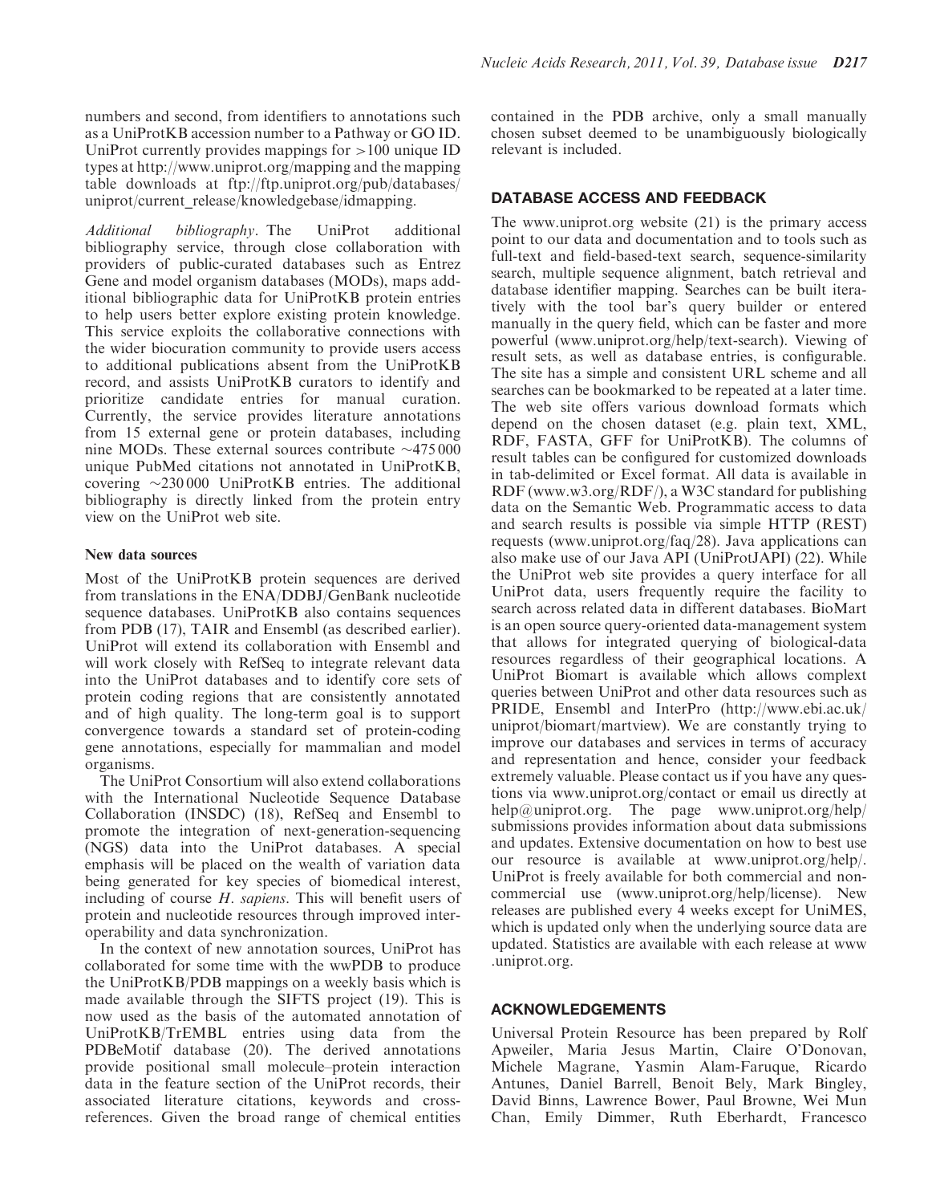numbers and second, from identifiers to annotations such as a UniProtKB accession number to a Pathway or GO ID. UniProt currently provides mappings for >100 unique ID types at http://www.uniprot.org/mapping and the mapping table downloads at ftp://ftp.uniprot.org/pub/databases/uniprot/current_release/knowledgebase/idmapping.

*Additional bibliography*. The UniProt additional bibliography service, through close collaboration with providers of public-curated databases such as Entrez Gene and model organism databases (MODs), maps additional bibliographic data for UniProtKB protein entries to help users better explore existing protein knowledge. This service exploits the collaborative connections with the wider biocuration community to provide users access to additional publications absent from the UniProtKB record, and assists UniProtKB curators to identify and prioritize candidate entries for manual curation. Currently, the service provides literature annotations from 15 external gene or protein databases, including nine MODs. These external sources contribute ~475 000 unique PubMed citations not annotated in UniProtKB, covering ~230 000 UniProtKB entries. The additional bibliography is directly linked from the protein entry view on the UniProt web site.

### New data sources

Most of the UniProtKB protein sequences are derived from translations in the ENA/DDBJ/GenBank nucleotide sequence databases. UniProtKB also contains sequences from PDB (17), TAIR and Ensembl (as described earlier). UniProt will extend its collaboration with Ensembl and will work closely with RefSeq to integrate relevant data into the UniProt databases and to identify core sets of protein coding regions that are consistently annotated and of high quality. The long-term goal is to support convergence towards a standard set of protein-coding gene annotations, especially for mammalian and model organisms.

The UniProt Consortium will also extend collaborations with the International Nucleotide Sequence Database Collaboration (INSDC) (18), RefSeq and Ensembl to promote the integration of next-generation-sequencing (NGS) data into the UniProt databases. A special emphasis will be placed on the wealth of variation data being generated for key species of biomedical interest, including of course *H. sapiens*. This will benefit users of protein and nucleotide resources through improved interoperability and data synchronization.

In the context of new annotation sources, UniProt has collaborated for some time with the wwPDB to produce the UniProtKB/PDB mappings on a weekly basis which is made available through the SIFTS project (19). This is now used as the basis of the automated annotation of UniProtKB/TrEMBL entries using data from the PDBeMotif database (20). The derived annotations provide positional small molecule–protein interaction data in the feature section of the UniProt records, their associated literature citations, keywords and cross-references. Given the broad range of chemical entities contained in the PDB archive, only a small manually chosen subset deemed to be unambiguously biologically relevant is included.

## DATABASE ACCESS AND FEEDBACK

The www.uniprot.org website (21) is the primary access point to our data and documentation and to tools such as full-text and field-based-text search, sequence-similarity search, multiple sequence alignment, batch retrieval and database identifier mapping. Searches can be built iteratively with the tool bar's query builder or entered manually in the query field, which can be faster and more powerful (www.uniprot.org/help/text-search). Viewing of result sets, as well as database entries, is configurable. The site has a simple and consistent URL scheme and all searches can be bookmarked to be repeated at a later time. The web site offers various download formats which depend on the chosen dataset (e.g. plain text, XML, RDF, FASTA, GFF for UniProtKB). The columns of result tables can be configured for customized downloads in tab-delimited or Excel format. All data is available in RDF (www.w3.org/RDF/), a W3C standard for publishing data on the Semantic Web. Programmatic access to data and search results is possible via simple HTTP (REST) requests (www.uniprot.org/faq/28). Java applications can also make use of our Java API (UniProtJAPI) (22). While the UniProt web site provides a query interface for all UniProt data, users frequently require the facility to search across related data in different databases. BioMart is an open source query-oriented data-management system that allows for integrated querying of biological-data resources regardless of their geographical locations. A UniProt Biomart is available which allows complex queries between UniProt and other data resources such as PRIDE, Ensembl and InterPro (http://www.ebi.ac.uk/uniprot/biomart/martview). We are constantly trying to improve our databases and services in terms of accuracy and representation and hence, consider your feedback extremely valuable. Please contact us if you have any questions via www.uniprot.org/contact or email us directly at help@uniprot.org. The page www.uniprot.org/help/submissions provides information about data submissions and updates. Extensive documentation on how to best use our resource is available at www.uniprot.org/help/. UniProt is freely available for both commercial and non-commercial use (www.uniprot.org/help/license). New releases are published every 4 weeks except for UniMES, which is updated only when the underlying source data are updated. Statistics are available with each release at www.uniprot.org.

## ACKNOWLEDGEMENTS

Universal Protein Resource has been prepared by Rolf Apweiler, Maria Jesus Martin, Claire O'Donovan, Michele Magrane, Yasmin Alam-Faruque, Ricardo Antunes, Daniel Barrell, Benoit Bely, Mark Bingley, David Binns, Lawrence Bower, Paul Browne, Wei Mun Chan, Emily Dimmer, Ruth Eberhardt, Francesco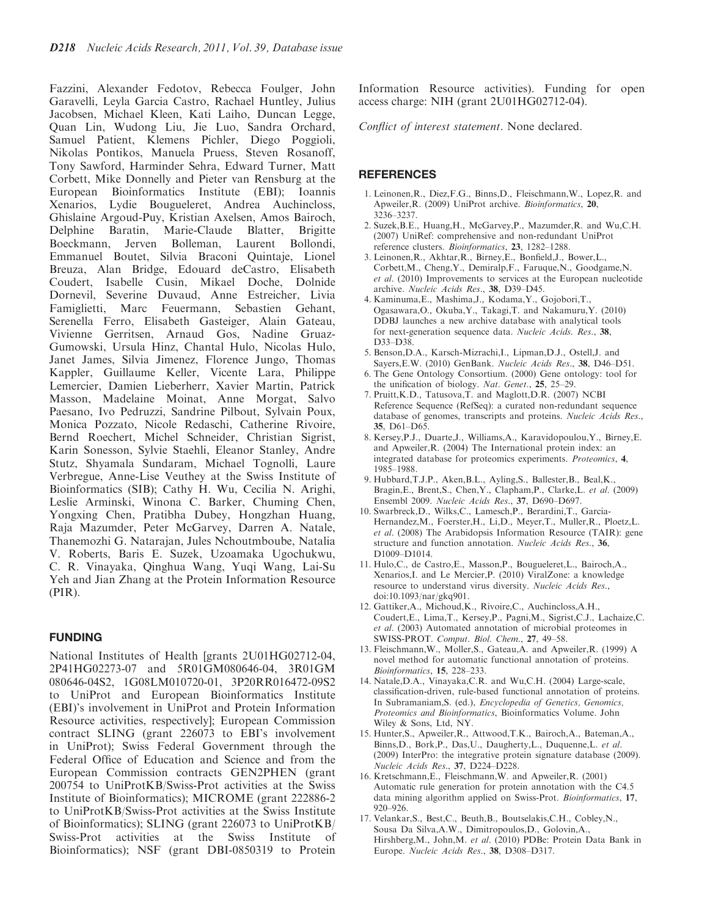Fazzini, Alexander Fedotov, Rebecca Foulger, John Garavelli, Leyla Garcia Castro, Rachael Huntley, Julius Jacobsen, Michael Kleen, Kati Laiho, Duncan Legge, Quan Lin, Wudong Liu, Jie Luo, Sandra Orchard, Samuel Patient, Klemens Pichler, Diego Poggioli, Nikolas Pontikos, Manuela Pruess, Steven Rosanoff, Tony Sawford, Harminder Sehra, Edward Turner, Matt Corbett, Mike Donnelly and Pieter van Rensburg at the European Bioinformatics Institute (EBI); Ioannis Xenarios, Lydie Bougueleret, Andrea Auchincloss, Ghislaine Argoud-Puy, Kristian Axelsen, Amos Bairoch, Delphine Baratin, Marie-Claude Blatter, Brigitte Boeckmann, Jerven Bolleman, Laurent Bollondi, Emmanuel Boutet, Silvia Braconi Quintaje, Lionel Breuza, Alan Bridge, Edouard deCastro, Elisabeth Coudert, Isabelle Cusin, Mikael Doche, Dolnide Dornevil, Severine Duvaud, Anne Estreicher, Livia Famiglietti, Marc Feuermann, Sebastien Gehant, Serenella Ferro, Elisabeth Gasteiger, Alain Gateau, Vivienne Gerritsen, Arnaud Gos, Nadine Gruaz-Gumowski, Ursula Hinz, Chantal Hulo, Nicolas Hulo, Janet James, Silvia Jimenez, Florence Jungo, Thomas Kappler, Guillaume Keller, Vicente Lara, Philippe Lemercier, Damien Lieberherr, Xavier Martin, Patrick Masson, Madelaine Moinat, Anne Morgat, Salvo Paesano, Ivo Pedruzzi, Sandrine Pilbout, Sylvain Poux, Monica Pozzato, Nicole Redaschi, Catherine Rivoire, Bernd Roechert, Michel Schneider, Christian Sigrist, Karin Sonesson, Sylvie Staehli, Eleanor Stanley, Andre Stutz, Shyamala Sundaram, Michael Tognolli, Laure Verbregue, Anne-Lise Veuthey at the Swiss Institute of Bioinformatics (SIB); Cathy H. Wu, Cecilia N. Arighi, Leslie Arminski, Winona C. Barker, Chuming Chen, Yongxing Chen, Pratibha Dubey, Hongzhan Huang, Raja Mazumder, Peter McGarvey, Darren A. Natale, Thanemozhi G. Natarajan, Jules Nchoutmboube, Natalia V. Roberts, Baris E. Suzek, Uzoamaka Ugochukwu, C. R. Vinayaka, Qinghua Wang, Yuqi Wang, Lai-Su Yeh and Jian Zhang at the Protein Information Resource (PIR).

## FUNDING

National Institutes of Health [grants 2U01HG02712-04, 2P41HG02273-07 and 5R01GM080646-04, 3R01GM 080646-04S2, 1G08LM010720-01, 3P20RR016472-09S2 to UniProt and European Bioinformatics Institute (EBI)'s involvement in UniProt and Protein Information Resource activities, respectively]; European Commission contract SLING (grant 226073 to EBI's involvement in UniProt); Swiss Federal Government through the Federal Office of Education and Science and from the European Commission contracts GEN2PHEN (grant 200754 to UniProtKB/Swiss-Prot activities at the Swiss Institute of Bioinformatics); MICROME (grant 222886-2 to UniProtKB/Swiss-Prot activities at the Swiss Institute of Bioinformatics); SLING (grant 226073 to UniProtKB/Swiss-Prot activities at the Swiss Institute of Bioinformatics); NSF (grant DBI-0850319 to Protein Information Resource activities). Funding for open access charge: NIH (grant 2U01HG02712-04).

*Conflict of interest statement*. None declared.

## REFERENCES

1. Leinonen,R., Diez,F.G., Binns,D., Fleischmann,W., Lopez,R. and Apweiler,R. (2009) UniProt archive. *Bioinformatics*, **20**, 3236–3237.
2. Suzek,B.E., Huang,H., McGarvey,P., Mazumder,R. and Wu,C.H. (2007) UniRef: comprehensive and non-redundant UniProt reference clusters. *Bioinformatics*, **23**, 1282–1288.
3. Leinonen,R., Akhtar,R., Birney,E., Bonfield,J., Bower,L., Corbett,M., Cheng,Y., Demiralp,F., Faruque,N., Goodgame,N. *et al*. (2010) Improvements to services at the European nucleotide archive. *Nucleic Acids Res*., **38**, D39–D45.
4. Kaminuma,E., Mashima,J., Kodama,Y., Gojobori,T., Ogasawara,O., Okuba,Y., Takagi,T. and Nakamuru,Y. (2010) DDBJ launches a new archive database with analytical tools for next-generation sequence data. *Nucleic Acids. Res*., **38**, D33–D38.
5. Benson,D.A., Karsch-Mizrachi,I., Lipman,D.J., Ostell,J. and Sayers,E.W. (2010) GenBank. *Nucleic Acids Res*., **38**, D46–D51.
6. The Gene Ontology Consortium. (2000) Gene ontology: tool for the unification of biology. *Nat. Genet*., **25**, 25–29.
7. Pruitt,K.D., Tatusova,T. and Maglott,D.R. (2007) NCBI Reference Sequence (RefSeq): a curated non-redundant sequence database of genomes, transcripts and proteins. *Nucleic Acids Res*., **35**, D61–D65.
8. Kersey,P.J., Duarte,J., Williams,A., Karavidopoulou,Y., Birney,E. and Apweiler,R. (2004) The International protein index: an integrated database for proteomics experiments. *Proteomics*, **4**, 1985–1988.
9. Hubbard,T.J.P., Aken,B.L., Ayling,S., Ballester,B., Beal,K., Bragin,E., Brent,S., Chen,Y., Clapham,P., Clarke,L. *et al*. (2009) Ensembl 2009. *Nucleic Acids Res*., **37**, D690–D697.
10. Swarbreck,D., Wilks,C., Lamesch,P., Berardini,T., Garcia-Hernandez,M., Foerster,H., Li,D., Meyer,T., Muller,R., Ploetz,L. *et al*. (2008) The Arabidopsis Information Resource (TAIR): gene structure and function annotation. *Nucleic Acids Res*., **36**, D1009–D1014.
11. Hulo,C., de Castro,E., Masson,P., Bougueleret,L., Bairoch,A., Xenarios,I. and Le Mercier,P. (2010) ViralZone: a knowledge resource to understand virus diversity. *Nucleic Acids Res*., doi:10.1093/nar/gkq901.
12. Gattiker,A., Michoud,K., Rivoire,C., Auchincloss,A.H., Coudert,E., Lima,T., Kersey,P., Pagni,M., Sigrist,C.J., Lachaize,C. *et al*. (2003) Automated annotation of microbial proteomes in SWISS-PROT. *Comput. Biol. Chem*., **27**, 49–58.
13. Fleischmann,W., Moller,S., Gateau,A. and Apweiler,R. (1999) A novel method for automatic functional annotation of proteins. *Bioinformatics*, **15**, 228–233.
14. Natale,D.A., Vinayaka,C.R. and Wu,C.H. (2004) Large-scale, classification-driven, rule-based functional annotation of proteins. In Subramaniam,S. (ed.), *Encyclopedia of Genetics, Genomics, Proteomics and Bioinformatics*, Bioinformatics Volume. John Wiley & Sons, Ltd, NY.
15. Hunter,S., Apweiler,R., Attwood,T.K., Bairoch,A., Bateman,A., Binns,D., Bork,P., Das,U., Daugherty,L., Duquenne,L. *et al*. (2009) InterPro: the integrative protein signature database (2009). *Nucleic Acids Res*., **37**, D224–D228.
16. Kretschmann,E., Fleischmann,W. and Apweiler,R. (2001) Automatic rule generation for protein annotation with the C4.5 data mining algorithm applied on Swiss-Prot. *Bioinformatics*, **17**, 920–926.
17. Velankar,S., Best,C., Beuth,B., Boutselakis,C.H., Cobley,N., Sousa Da Silva,A.W., Dimitropoulos,D., Golovin,A., Hirshberg,M., John,M. *et al*. (2010) PDBe: Protein Data Bank in Europe. *Nucleic Acids Res*., **38**, D308–D317.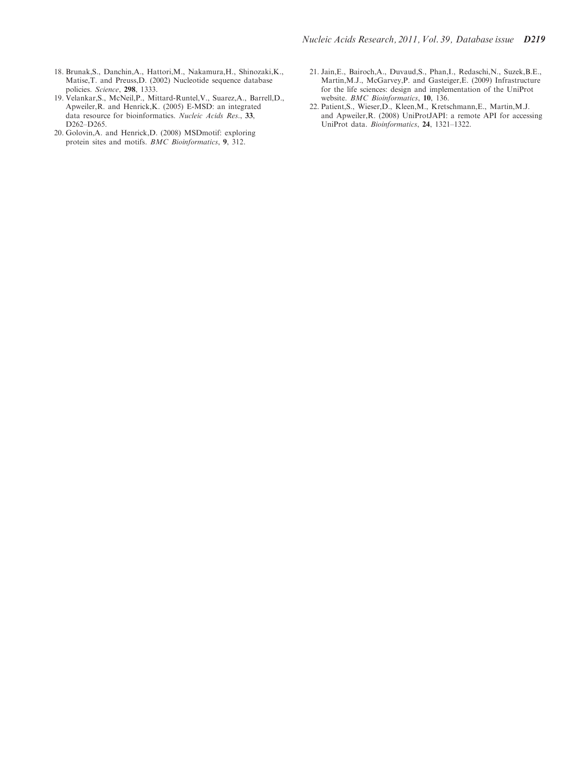18. Brunak,S., Danchin,A., Hattori,M., Nakamura,H., Shinozaki,K., Matise,T. and Preuss,D. (2002) Nucleotide sequence database policies. *Science*, **298**, 1333.
19. Velankar,S., McNeil,P., Mittard-Runtel,V., Suarez,A., Barrell,D., Apweiler,R. and Henrick,K. (2005) E-MSD: an integrated data resource for bioinformatics. *Nucleic Acids Res.*, **33**, D262–D265.
20. Golovin,A. and Henrick,D. (2008) MSDmotif: exploring protein sites and motifs. *BMC Bioinformatics*, **9**, 312.
21. Jain,E., Bairoch,A., Duvaud,S., Phan,I., Redaschi,N., Suzek,B.E., Martin,M.J., McGarvey,P. and Gasteiger,E. (2009) Infrastructure for the life sciences: design and implementation of the UniProt website. *BMC Bioinformatics*, **10**, 136.
22. Patient,S., Wieser,D., Kleen,M., Kretschmann,E., Martin,M.J. and Apweiler,R. (2008) UniProtJAPI: a remote API for accessing UniProt data. *Bioinformatics*, **24**, 1321–1322.